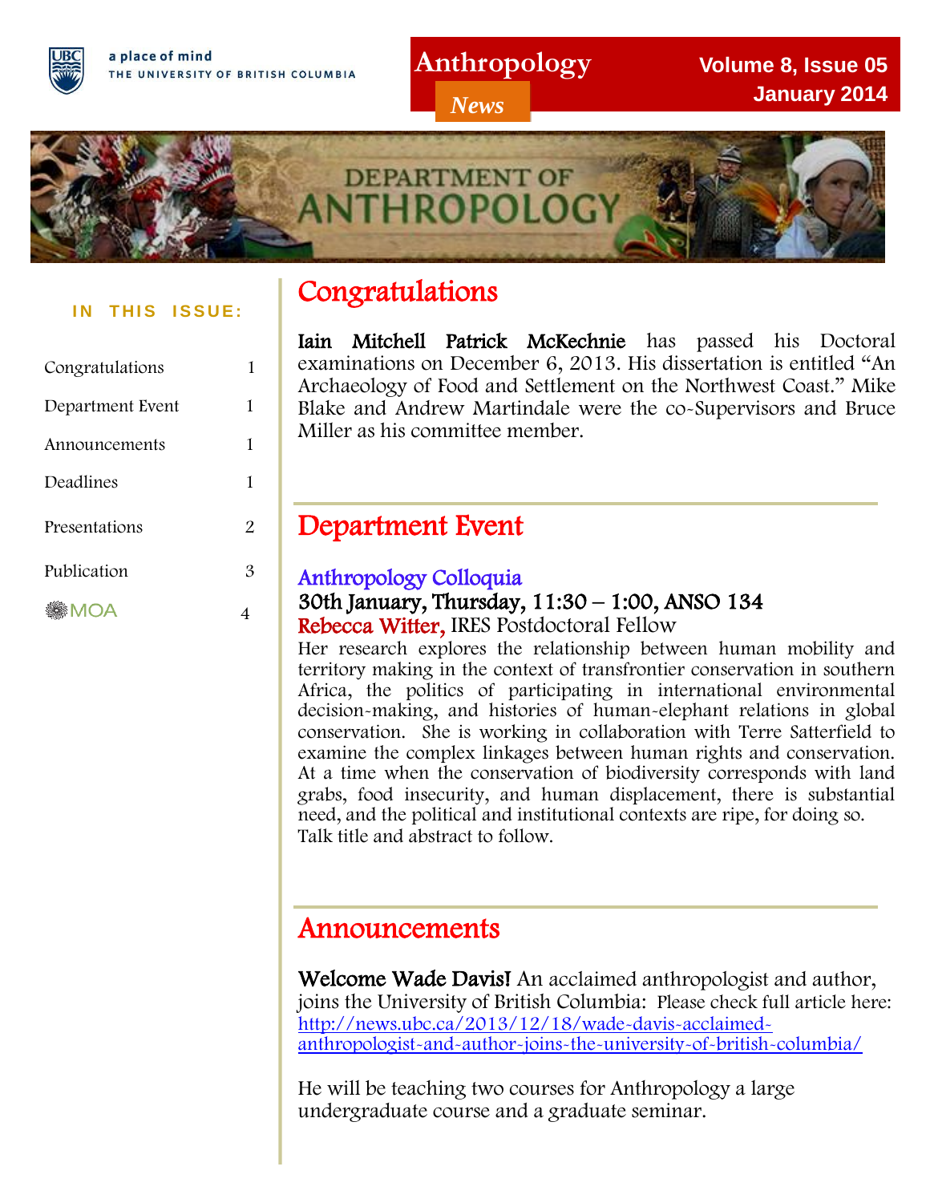a place of mind
THE UNIVERSITY OF BRITISH COLUMBIA

# Anthropology *News*

**Volume 8, Issue 05**
**January 2014**

DEPARTMENT OF ANTHROPOLOGY

**IN THIS ISSUE:**

| | |
|---|---|
| Congratulations | 1 |
| Department Event | 1 |
| Announcements | 1 |
| Deadlines | 1 |
| Presentations | 2 |
| Publication | 3 |
| MOA | 4 |

## Congratulations

**Iain Mitchell Patrick McKechnie** has passed his Doctoral examinations on December 6, 2013. His dissertation is entitled "An Archaeology of Food and Settlement on the Northwest Coast." Mike Blake and Andrew Martindale were the co-Supervisors and Bruce Miller as his committee member.

## Department Event

### Anthropology Colloquia

**30th January, Thursday, 11:30 – 1:00, ANSO 134**

Rebecca Witter, IRES Postdoctoral Fellow

Her research explores the relationship between human mobility and territory making in the context of transfrontier conservation in southern Africa, the politics of participating in international environmental decision-making, and histories of human-elephant relations in global conservation. She is working in collaboration with Terre Satterfield to examine the complex linkages between human rights and conservation. At a time when the conservation of biodiversity corresponds with land grabs, food insecurity, and human displacement, there is substantial need, and the political and institutional contexts are ripe, for doing so.
Talk title and abstract to follow.

## Announcements

**Welcome Wade Davis!** An acclaimed anthropologist and author, joins the University of British Columbia: Please check full article here: [http://news.ubc.ca/2013/12/18/wade-davis-acclaimed-anthropologist-and-author-joins-the-university-of-british-columbia/](http://news.ubc.ca/2013/12/18/wade-davis-acclaimed-anthropologist-and-author-joins-the-university-of-british-columbia/)

He will be teaching two courses for Anthropology a large undergraduate course and a graduate seminar.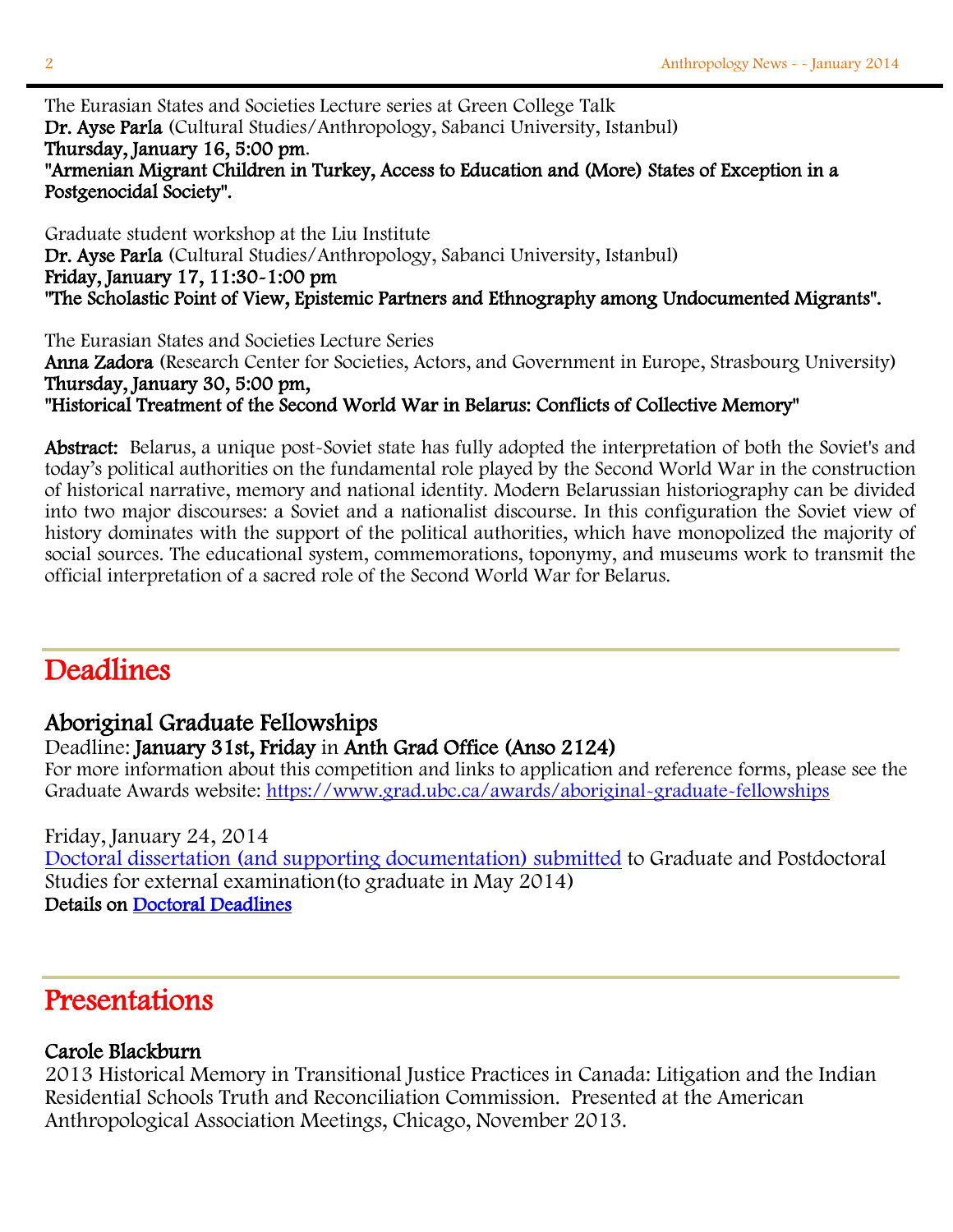The Eurasian States and Societies Lecture series at Green College Talk
**Dr. Ayse Parla** (Cultural Studies/Anthropology, Sabanci University, Istanbul)
**Thursday, January 16, 5:00 pm**.
**"Armenian Migrant Children in Turkey, Access to Education and (More) States of Exception in a Postgenocidal Society".**

Graduate student workshop at the Liu Institute
**Dr. Ayse Parla** (Cultural Studies/Anthropology, Sabanci University, Istanbul)
**Friday, January 17, 11:30-1:00 pm**
**"The Scholastic Point of View, Epistemic Partners and Ethnography among Undocumented Migrants".**

The Eurasian States and Societies Lecture Series
**Anna Zadora** (Research Center for Societies, Actors, and Government in Europe, Strasbourg University)
**Thursday, January 30, 5:00 pm,**
**"Historical Treatment of the Second World War in Belarus: Conflicts of Collective Memory"**

**Abstract:** Belarus, a unique post-Soviet state has fully adopted the interpretation of both the Soviet's and today's political authorities on the fundamental role played by the Second World War in the construction of historical narrative, memory and national identity. Modern Belarussian historiography can be divided into two major discourses: a Soviet and a nationalist discourse. In this configuration the Soviet view of history dominates with the support of the political authorities, which have monopolized the majority of social sources. The educational system, commemorations, toponymy, and museums work to transmit the official interpretation of a sacred role of the Second World War for Belarus.

# Deadlines

## Aboriginal Graduate Fellowships

Deadline: **January 31st, Friday** in **Anth Grad Office (Anso 2124)**
For more information about this competition and links to application and reference forms, please see the Graduate Awards website: https://www.grad.ubc.ca/awards/aboriginal-graduate-fellowships

Friday, January 24, 2014
Doctoral dissertation (and supporting documentation) submitted to Graduate and Postdoctoral Studies for external examination(to graduate in May 2014)
**Details on Doctoral Deadlines**

# Presentations

**Carole Blackburn**
2013 Historical Memory in Transitional Justice Practices in Canada: Litigation and the Indian Residential Schools Truth and Reconciliation Commission. Presented at the American Anthropological Association Meetings, Chicago, November 2013.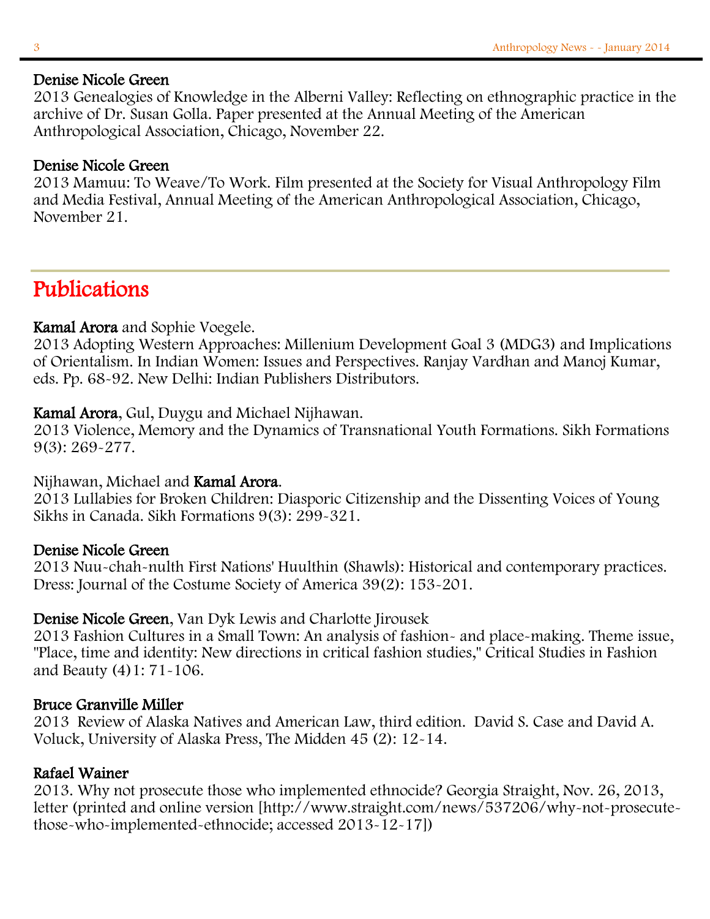**Denise Nicole Green**
2013 Genealogies of Knowledge in the Alberni Valley: Reflecting on ethnographic practice in the archive of Dr. Susan Golla. Paper presented at the Annual Meeting of the American Anthropological Association, Chicago, November 22.

**Denise Nicole Green**
2013 Mamuu: To Weave/To Work. Film presented at the Society for Visual Anthropology Film and Media Festival, Annual Meeting of the American Anthropological Association, Chicago, November 21.

## Publications

**Kamal Arora** and Sophie Voegele.
2013 Adopting Western Approaches: Millenium Development Goal 3 (MDG3) and Implications of Orientalism. In Indian Women: Issues and Perspectives. Ranjay Vardhan and Manoj Kumar, eds. Pp. 68-92. New Delhi: Indian Publishers Distributors.

**Kamal Arora**, Gul, Duygu and Michael Nijhawan.
2013 Violence, Memory and the Dynamics of Transnational Youth Formations. Sikh Formations 9(3): 269-277.

Nijhawan, Michael and **Kamal Arora**.
2013 Lullabies for Broken Children: Diasporic Citizenship and the Dissenting Voices of Young Sikhs in Canada. Sikh Formations 9(3): 299-321.

**Denise Nicole Green**
2013 Nuu-chah-nulth First Nations' Huulthin (Shawls): Historical and contemporary practices. Dress: Journal of the Costume Society of America 39(2): 153-201.

**Denise Nicole Green**, Van Dyk Lewis and Charlotte Jirousek
2013 Fashion Cultures in a Small Town: An analysis of fashion- and place-making. Theme issue, "Place, time and identity: New directions in critical fashion studies," Critical Studies in Fashion and Beauty (4)1: 71-106.

**Bruce Granville Miller**
2013 Review of Alaska Natives and American Law, third edition. David S. Case and David A. Voluck, University of Alaska Press, The Midden 45 (2): 12-14.

**Rafael Wainer**
2013. Why not prosecute those who implemented ethnocide? Georgia Straight, Nov. 26, 2013, letter (printed and online version [http://www.straight.com/news/537206/why-not-prosecute-those-who-implemented-ethnocide; accessed 2013-12-17])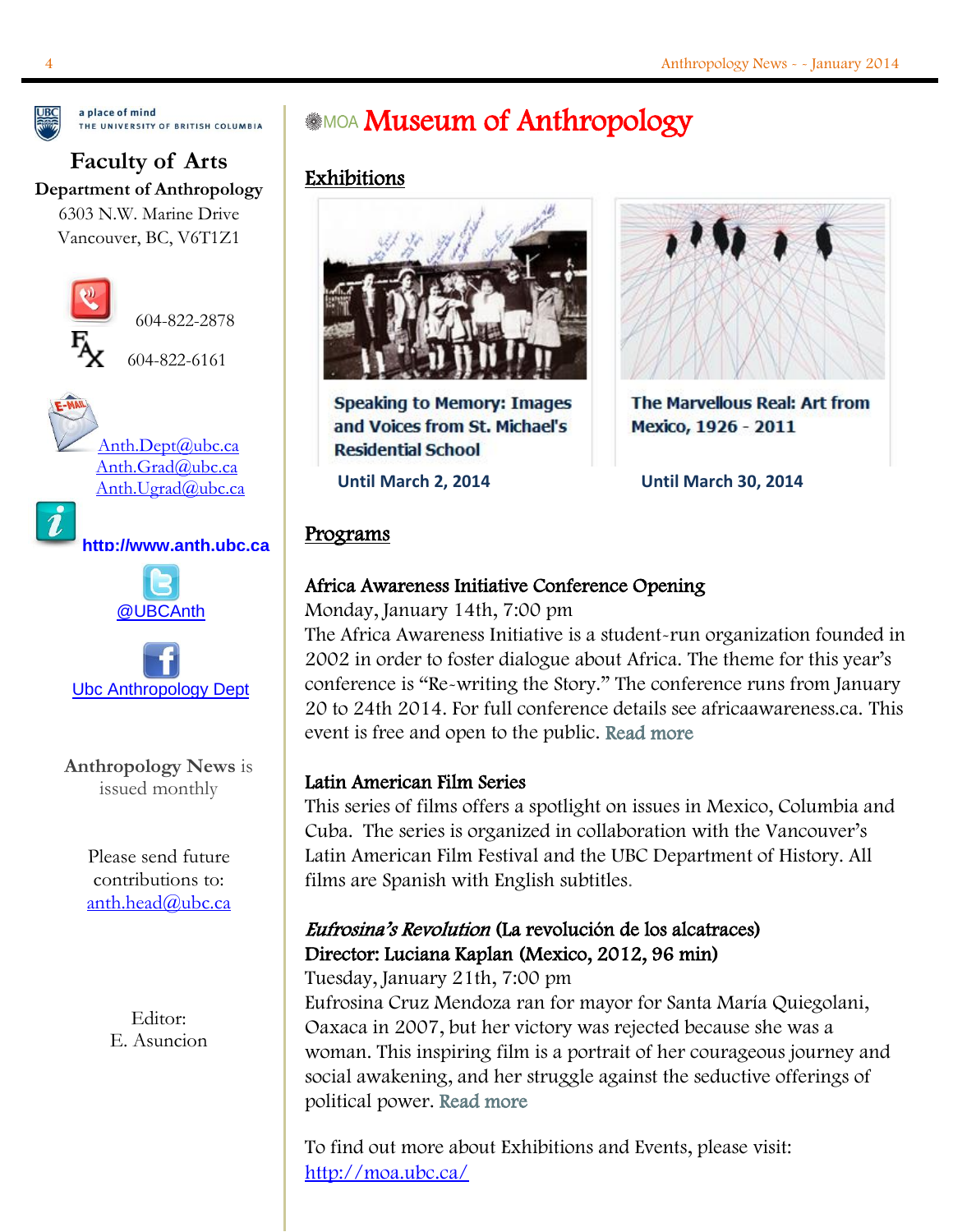a place of mind
THE UNIVERSITY OF BRITISH COLUMBIA

## Faculty of Arts

**Department of Anthropology**
6303 N.W. Marine Drive
Vancouver, BC, V6T1Z1

604-822-2878

604-822-6161

Anth.Dept@ubc.ca
Anth.Grad@ubc.ca
Anth.Ugrad@ubc.ca

http://www.anth.ubc.ca

@UBCAnth

Ubc Anthropology Dept

**Anthropology News** is issued monthly

Please send future contributions to:
anth.head@ubc.ca

Editor:
E. Asuncion

# MOA Museum of Anthropology

## Exhibitions

**Speaking to Memory: Images and Voices from St. Michael's Residential School**

**Until March 2, 2014**

**The Marvellous Real: Art from Mexico, 1926 - 2011**

**Until March 30, 2014**

## Programs

### Africa Awareness Initiative Conference Opening

Monday, January 14th, 7:00 pm
The Africa Awareness Initiative is a student-run organization founded in 2002 in order to foster dialogue about Africa. The theme for this year's conference is "Re-writing the Story." The conference runs from January 20 to 24th 2014. For full conference details see africaawareness.ca. This event is free and open to the public. Read more

### Latin American Film Series

This series of films offers a spotlight on issues in Mexico, Columbia and Cuba. The series is organized in collaboration with the Vancouver's Latin American Film Festival and the UBC Department of History. All films are Spanish with English subtitles.

### *Eufrosina's Revolution* (La revolución de los alcatraces)
### Director: Luciana Kaplan (Mexico, 2012, 96 min)

Tuesday, January 21th, 7:00 pm
Eufrosina Cruz Mendoza ran for mayor for Santa María Quiegolani, Oaxaca in 2007, but her victory was rejected because she was a woman. This inspiring film is a portrait of her courageous journey and social awakening, and her struggle against the seductive offerings of political power. Read more

To find out more about Exhibitions and Events, please visit:
http://moa.ubc.ca/